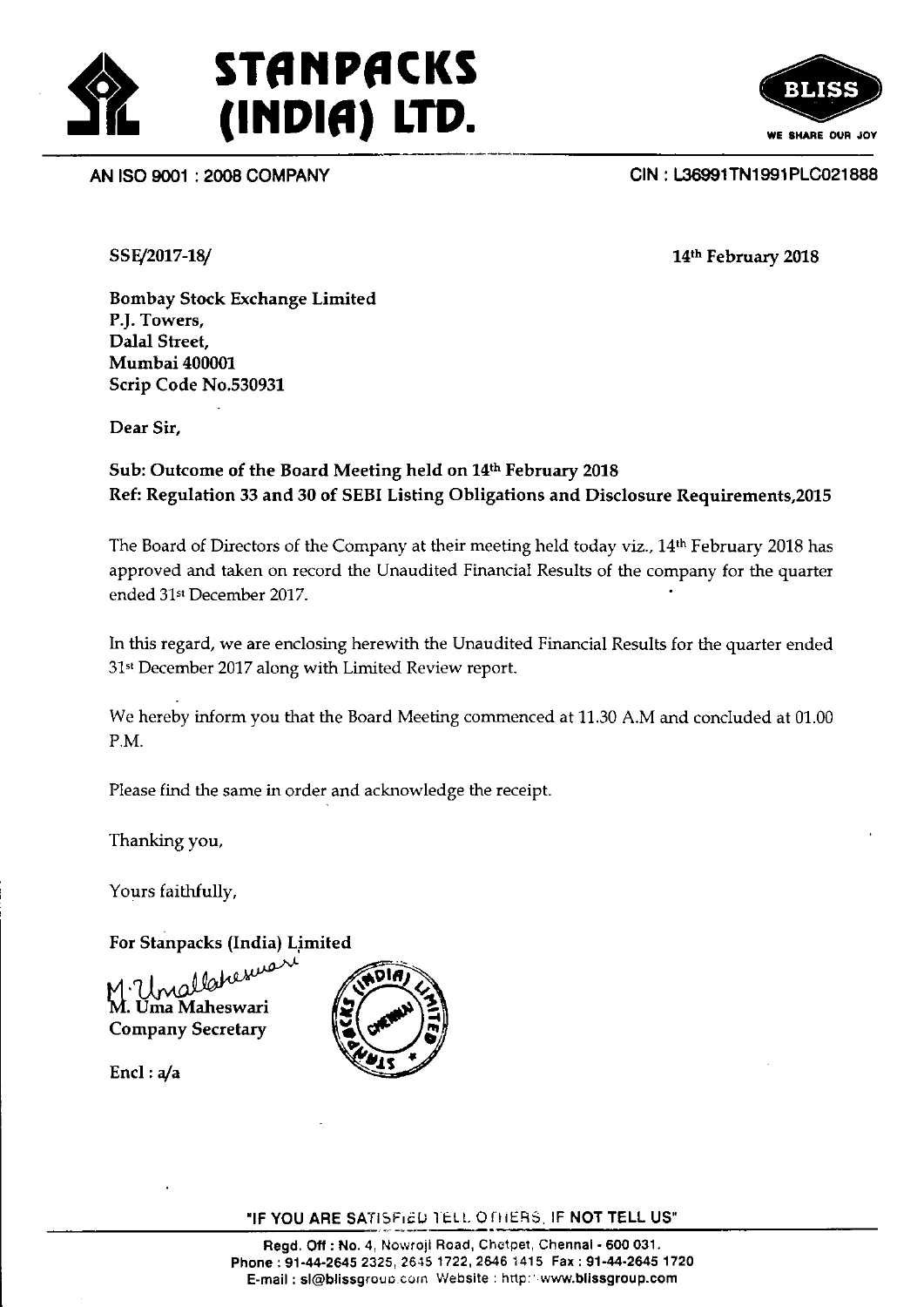# STANPACKS (INDIA) LTD.

BLISS
WE SHARE OUR JOY

AN ISO 9001 : 2008 COMPANY

CIN : L36991TN1991PLC021888

SSE/2017-18/

14th February 2018

**Bombay Stock Exchange Limited**
**P.J. Towers,**
**Dalal Street,**
**Mumbai 400001**
**Scrip Code No.530931**

Dear Sir,

**Sub: Outcome of the Board Meeting held on 14th February 2018**
**Ref: Regulation 33 and 30 of SEBI Listing Obligations and Disclosure Requirements,2015**

The Board of Directors of the Company at their meeting held today viz., 14th February 2018 has approved and taken on record the Unaudited Financial Results of the company for the quarter ended 31st December 2017.

In this regard, we are enclosing herewith the Unaudited Financial Results for the quarter ended 31st December 2017 along with Limited Review report.

We hereby inform you that the Board Meeting commenced at 11.30 A.M and concluded at 01.00 P.M.

Please find the same in order and acknowledge the receipt.

Thanking you,

Yours faithfully,

**For Stanpacks (India) Limited**

M. Uma Maheswari
Company Secretary

Encl : a/a

"IF YOU ARE SATISFIED TELL OTHERS, IF NOT TELL US"

Regd. Off : No. 4, Nowroji Road, Chetpet, Chennai - 600 031.
Phone : 91-44-2645 2325, 2645 1722, 2646 1415 Fax : 91-44-2645 1720
E-mail : sl@blissgroup.com Website : http://www.blissgroup.com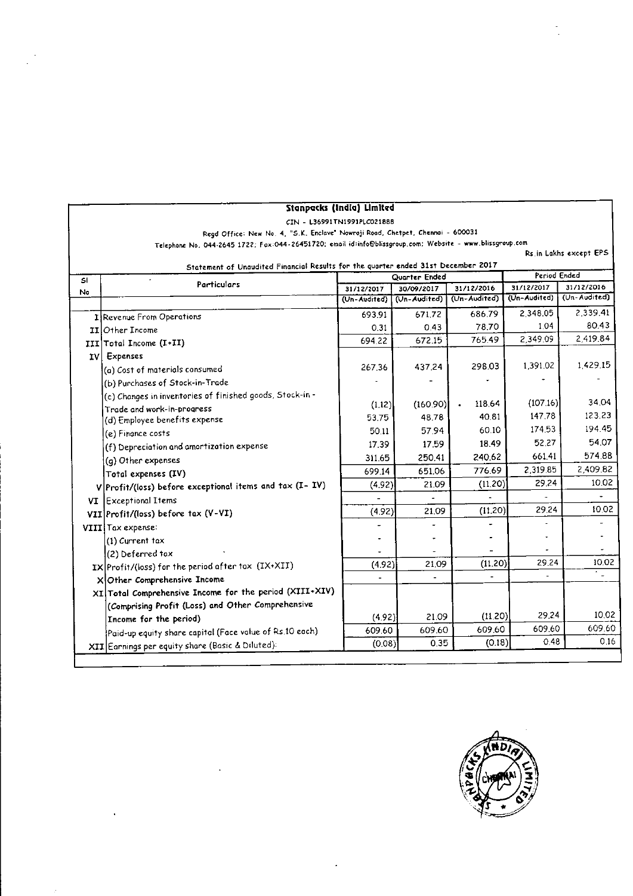## Stanpacks (India) Limited

CIN - L36991TN1991PLC021888

Regd Office: New No. 4, "S.K. Enclave" Nowroji Road, Chetpet, Chennai - 600031

Telephone No. 044-2645 1722; Fax:044-26451720; email id:info@blissgroup.com; Website - www.blissgroup.com

Rs.in Lakhs except EPS

Statement of Unaudited Financial Results for the quarter ended 31st December 2017

| Sl No | Particulars | Quarter Ended | | | Period Ended | |
|---|---|---|---|---|---|---|
| | | 31/12/2017 | 30/09/2017 | 31/12/2016 | 31/12/2017 | 31/12/2016 |
| | | (Un-Audited) | (Un-Audited) | (Un-Audited) | (Un-Audited) | (Un-Audited) |
| I | Revenue From Operations | 693.91 | 671.72 | 686.79 | 2,348.05 | 2,339.41 |
| II | Other Income | 0.31 | 0.43 | 78.70 | 1.04 | 80.43 |
| III | Total Income (I+II) | 694.22 | 672.15 | 765.49 | 2,349.09 | 2,419.84 |
| IV | Expenses | | | | | |
| | (a) Cost of materials consumed | 267.36 | 437.24 | 298.03 | 1,391.02 | 1,429.15 |
| | (b) Purchases of Stock-in-Trade | - | - | - | - | - |
| | (c) Changes in inventories of finished goods, Stock-in-Trade and work-in-progress | (1.12) | (160.90) | 118.64 | (107.16) | 34.04 |
| | (d) Employee benefits expense | 53.75 | 48.78 | 40.81 | 147.78 | 123.23 |
| | (e) Finance costs | 50.11 | 57.94 | 60.10 | 174.53 | 194.45 |
| | (f) Depreciation and amortization expense | 17.39 | 17.59 | 18.49 | 52.27 | 54.07 |
| | (g) Other expenses | 311.65 | 250.41 | 240.62 | 661.41 | 574.88 |
| | Total expenses (IV) | 699.14 | 651.06 | 776.69 | 2,319.85 | 2,409.82 |
| V | Profit/(loss) before exceptional items and tax (I- IV) | (4.92) | 21.09 | (11.20) | 29.24 | 10.02 |
| VI | Exceptional Items | - | - | - | - | - |
| VII | Profit/(loss) before tax (V-VI) | (4.92) | 21.09 | (11.20) | 29.24 | 10.02 |
| VIII | Tax expense: | - | - | - | - | - |
| | (1) Current tax | - | - | - | - | - |
| | (2) Deferred tax | - | - | - | - | - |
| IX | Profit/(loss) for the period after tax (IX+XII) | (4.92) | 21.09 | (11.20) | 29.24 | 10.02 |
| X | Other Comprehensive Income | - | - | - | - | - |
| XI | Total Comprehensive Income for the period (XIII+XIV) (Comprising Profit (Loss) and Other Comprehensive Income for the period) | (4.92) | 21.09 | (11.20) | 29.24 | 10.02 |
| | Paid-up equity share capital (Face value of Rs.10 each) | 609.60 | 609.60 | 609.60 | 609.60 | 609.60 |
| XII | Earnings per equity share (Basic & Diluted): | (0.08) | 0.35 | (0.18) | 0.48 | 0.16 |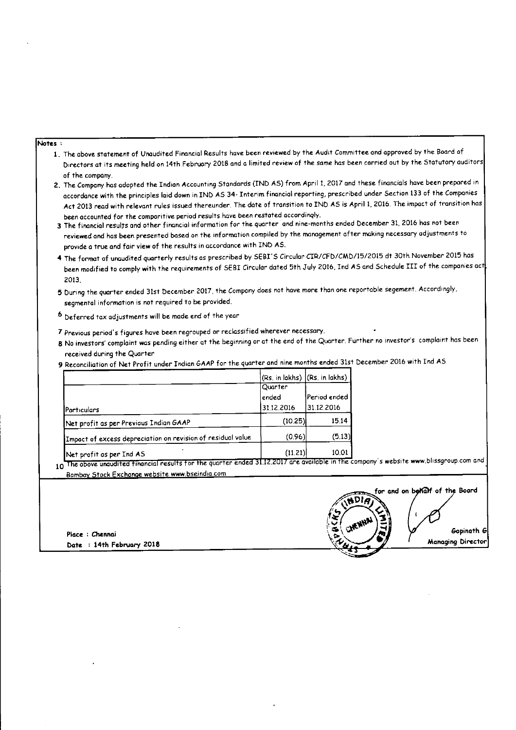**Notes :**

1. The above statement of Unaudited Financial Results have been reviewed by the Audit Committee and approved by the Board of Directors at its meeting held on 14th February 2018 and a limited review of the same has been carried out by the Statutory auditors of the company.
2. The Company has adopted the Indian Accounting Standards (IND AS) from April 1, 2017 and these financials have been prepared in accordance with the principles laid down in IND AS 34- Interim financial reporting, prescribed under Section 133 of the Companies Act 2013 read with relevant rules issued thereunder. The date of transition to IND AS is April 1, 2016. The impact of transition has been accounted for the comparitive period results have been restated accordingly.
3. The financial results and other financial information for the quarter and nine-months ended December 31, 2016 has not been reviewed and has been presented based on the information compiled by the management after making necessary adjustments to provide a true and fair view of the results in accordance with IND AS.
4. The format of unaudited quarterly results as prescribed by SEBI'S Circular CIR/CFD/CMD/15/2015 dt 30th November 2015 has been modified to comply with the requirements of SEBI Circular dated 5th July 2016, Ind AS and Schedule III of the companies act, 2013.
5. During the quarter ended 31st December 2017, the Company does not have more than one reportable segement. Accordingly, segmental information is not required to be provided.
6. Deferred tax adjustments will be made end of the year
7. Previous period's figures have been regrouped or reclassified wherever necessary.
8. No investors' complaint was pending either at the beginning or at the end of the Quarter. Further no investor's complaint has been received during the Quarter
9. Reconciliation of Net Profit under Indian GAAP for the quarter and nine months ended 31st December 2016 with Ind AS

| | (Rs. in lakhs) | (Rs. in lakhs) |
|---|---|---|
| Particulars | Quarter ended 31.12.2016 | Period ended 31.12.2016 |
| Net profit as per Previous Indian GAAP | (10.25) | 15.14 |
| Impact of excess depreciation on revision of residual value | (0.96) | (5.13) |
| Net profit as per Ind AS | (11.21) | 10.01 |

10. The above unaudited financial results for the quarter ended 31.12.2017 are available in the company's website www.blissgroup.com and Bombay Stock Exchange website www.bseindia.com

for and on behalf of the Board

Gopinath G
Managing Director

Place : Chennai
Date : 14th February 2018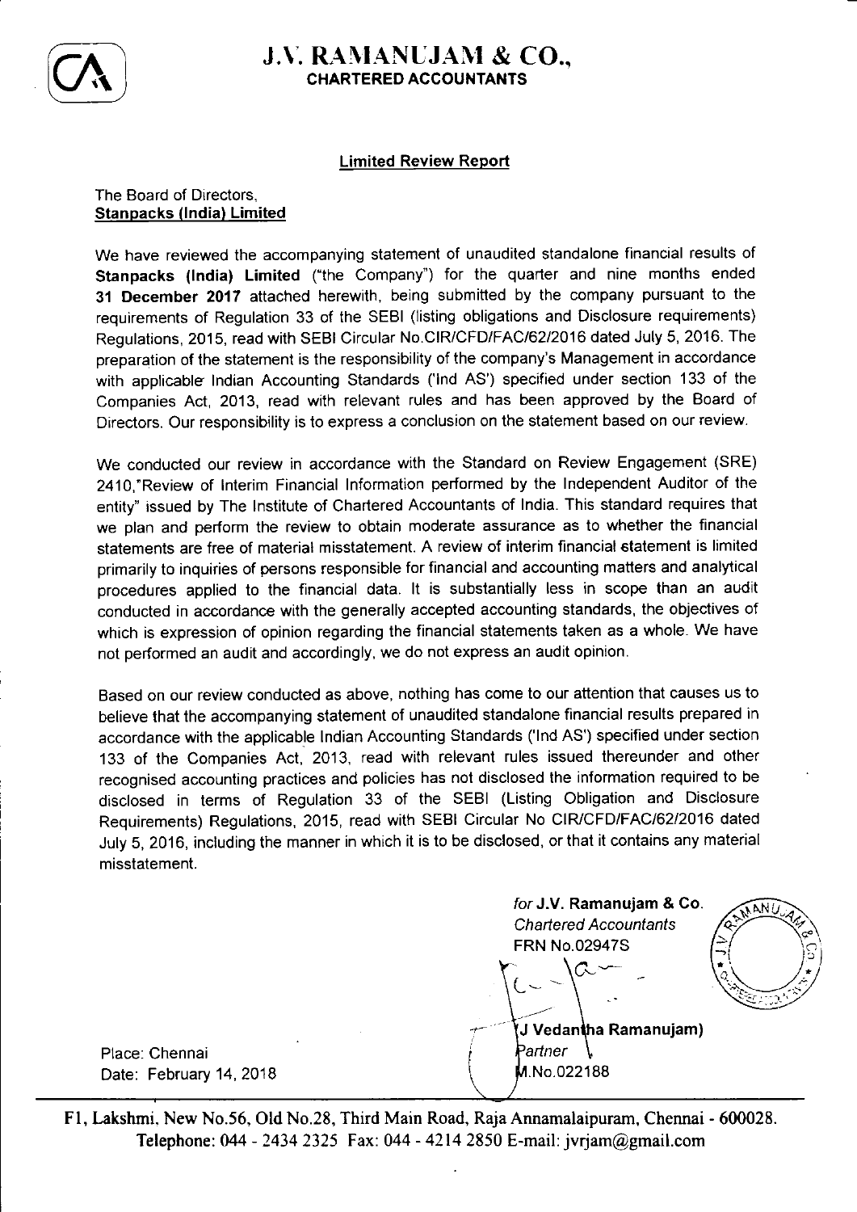# J.V. RAMANUJAM & CO.,
## CHARTERED ACCOUNTANTS

### Limited Review Report

The Board of Directors,
**Stanpacks (India) Limited**

We have reviewed the accompanying statement of unaudited standalone financial results of **Stanpacks (India) Limited** ("the Company") for the quarter and nine months ended **31 December 2017** attached herewith, being submitted by the company pursuant to the requirements of Regulation 33 of the SEBI (listing obligations and Disclosure requirements) Regulations, 2015, read with SEBI Circular No.CIR/CFD/FAC/62/2016 dated July 5, 2016. The preparation of the statement is the responsibility of the company's Management in accordance with applicable Indian Accounting Standards ('Ind AS') specified under section 133 of the Companies Act, 2013, read with relevant rules and has been approved by the Board of Directors. Our responsibility is to express a conclusion on the statement based on our review.

We conducted our review in accordance with the Standard on Review Engagement (SRE) 2410,"Review of Interim Financial Information performed by the Independent Auditor of the entity" issued by The Institute of Chartered Accountants of India. This standard requires that we plan and perform the review to obtain moderate assurance as to whether the financial statements are free of material misstatement. A review of interim financial statement is limited primarily to inquiries of persons responsible for financial and accounting matters and analytical procedures applied to the financial data. It is substantially less in scope than an audit conducted in accordance with the generally accepted accounting standards, the objectives of which is expression of opinion regarding the financial statements taken as a whole. We have not performed an audit and accordingly, we do not express an audit opinion.

Based on our review conducted as above, nothing has come to our attention that causes us to believe that the accompanying statement of unaudited standalone financial results prepared in accordance with the applicable Indian Accounting Standards ('Ind AS') specified under section 133 of the Companies Act, 2013, read with relevant rules issued thereunder and other recognised accounting practices and policies has not disclosed the information required to be disclosed in terms of Regulation 33 of the SEBI (Listing Obligation and Disclosure Requirements) Regulations, 2015, read with SEBI Circular No CIR/CFD/FAC/62/2016 dated July 5, 2016, including the manner in which it is to be disclosed, or that it contains any material misstatement.

*for* **J.V. Ramanujam & Co.**
*Chartered Accountants*
FRN No.02947S

**(J Vedantha Ramanujam)**
*Partner*
M.No.022188

Place: Chennai
Date: February 14, 2018

F1, Lakshmi, New No.56, Old No.28, Third Main Road, Raja Annamalaipuram, Chennai - 600028.
Telephone: 044 - 2434 2325 Fax: 044 - 4214 2850 E-mail: jvrjam@gmail.com